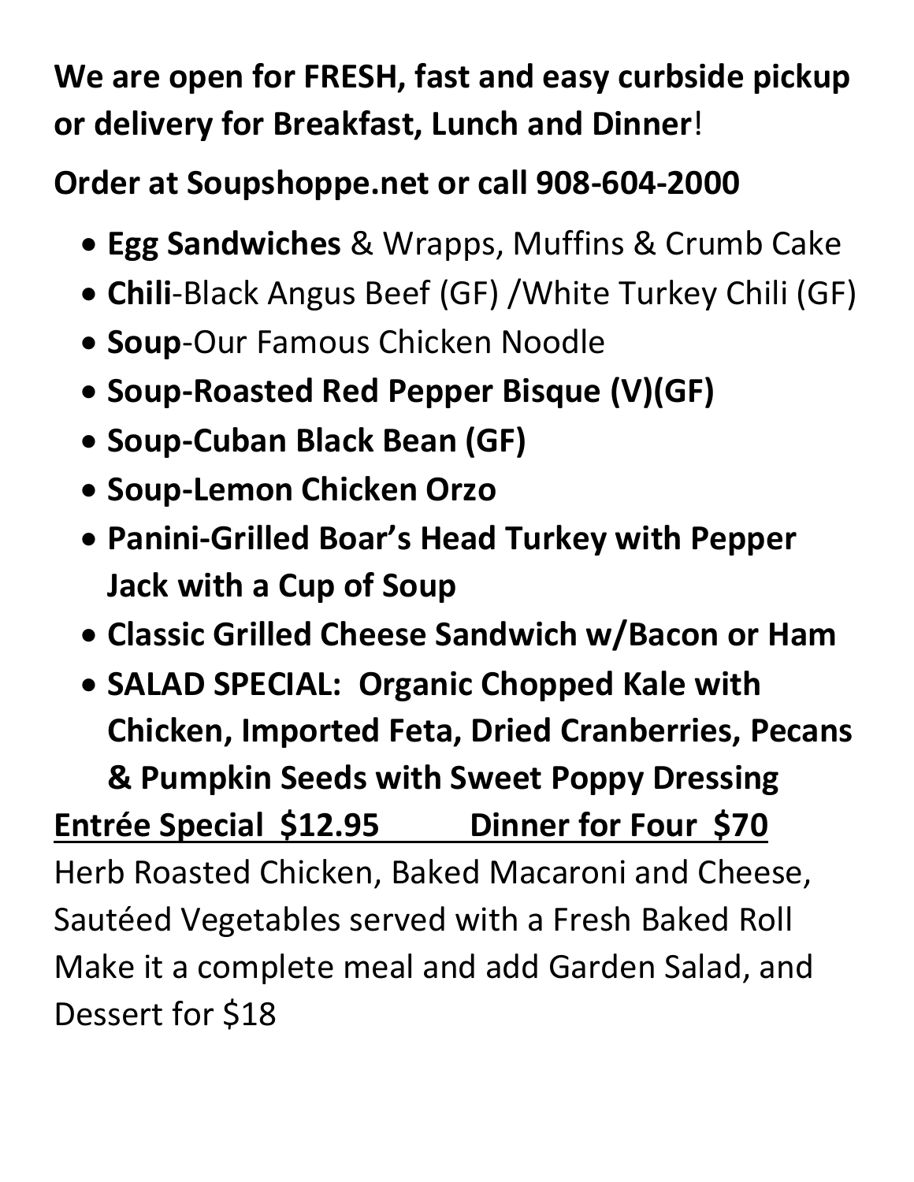**We are open for FRESH, fast and easy curbside pickup or delivery for Breakfast, Lunch and Dinner**!

**Order at Soupshoppe.net or call 908-604-2000**

- **Egg Sandwiches** & Wrapps, Muffins & Crumb Cake
- **Chili**-Black Angus Beef (GF) /White Turkey Chili (GF)
- **Soup**-Our Famous Chicken Noodle
- **Soup-Roasted Red Pepper Bisque (V)(GF)**
- **Soup-Cuban Black Bean (GF)**
- **Soup-Lemon Chicken Orzo**
- **Panini-Grilled Boar's Head Turkey with Pepper Jack with a Cup of Soup**
- **Classic Grilled Cheese Sandwich w/Bacon or Ham**
- **SALAD SPECIAL: Organic Chopped Kale with Chicken, Imported Feta, Dried Cranberries, Pecans & Pumpkin Seeds with Sweet Poppy Dressing**

**Entrée Special $12.95      Dinner for Four $70**

Herb Roasted Chicken, Baked Macaroni and Cheese, Sautéed Vegetables served with a Fresh Baked Roll
Make it a complete meal and add Garden Salad, and Dessert for $18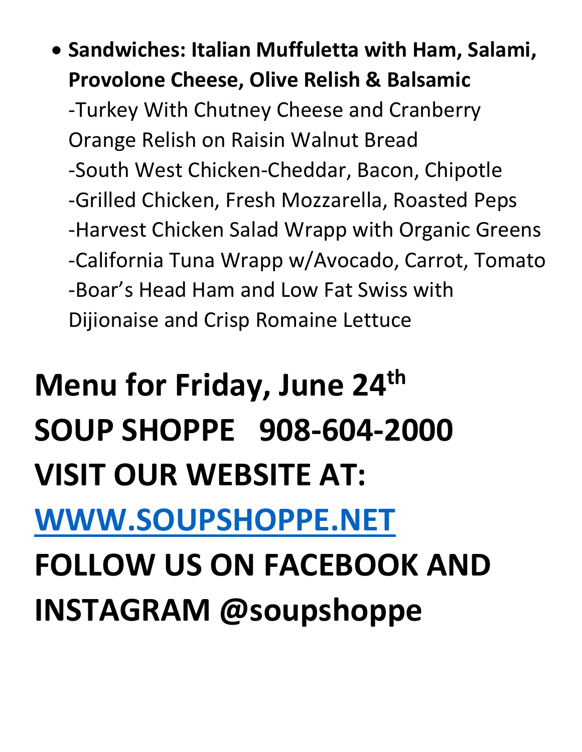- **Sandwiches: Italian Muffuletta with Ham, Salami, Provolone Cheese, Olive Relish & Balsamic**
  -Turkey With Chutney Cheese and Cranberry Orange Relish on Raisin Walnut Bread
  -South West Chicken-Cheddar, Bacon, Chipotle
  -Grilled Chicken, Fresh Mozzarella, Roasted Peps
  -Harvest Chicken Salad Wrapp with Organic Greens
  -California Tuna Wrapp w/Avocado, Carrot, Tomato
  -Boar's Head Ham and Low Fat Swiss with Dijionaise and Crisp Romaine Lettuce

# Menu for Friday, June 24th

# SOUP SHOPPE   908-604-2000

# VISIT OUR WEBSITE AT:

# [WWW.SOUPSHOPPE.NET](http://WWW.SOUPSHOPPE.NET)

# FOLLOW US ON FACEBOOK AND INSTAGRAM @soupshoppe